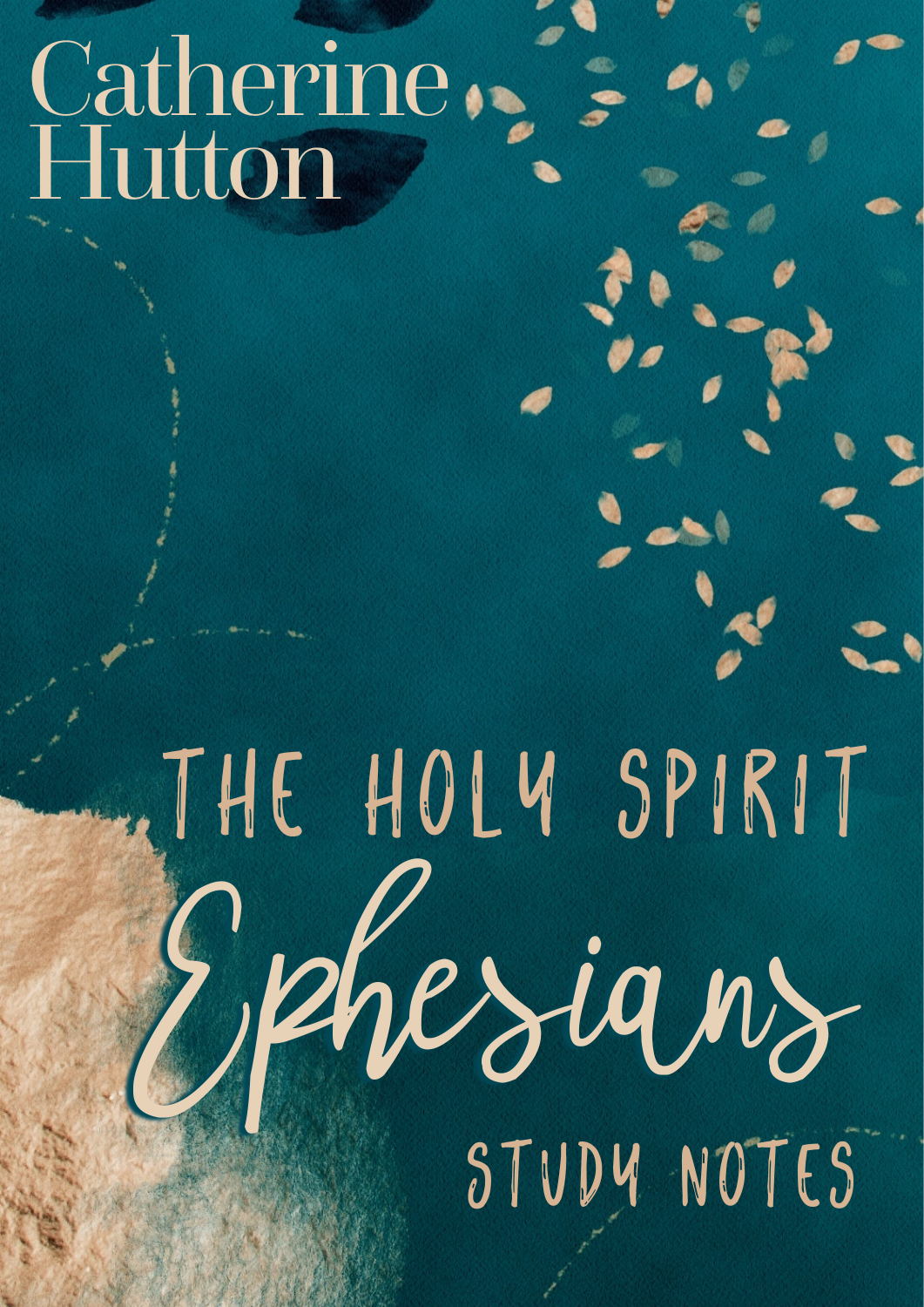Catherine Hutton

# THE HOLY SPIRIT

# Ephesians

## STUDY NOTES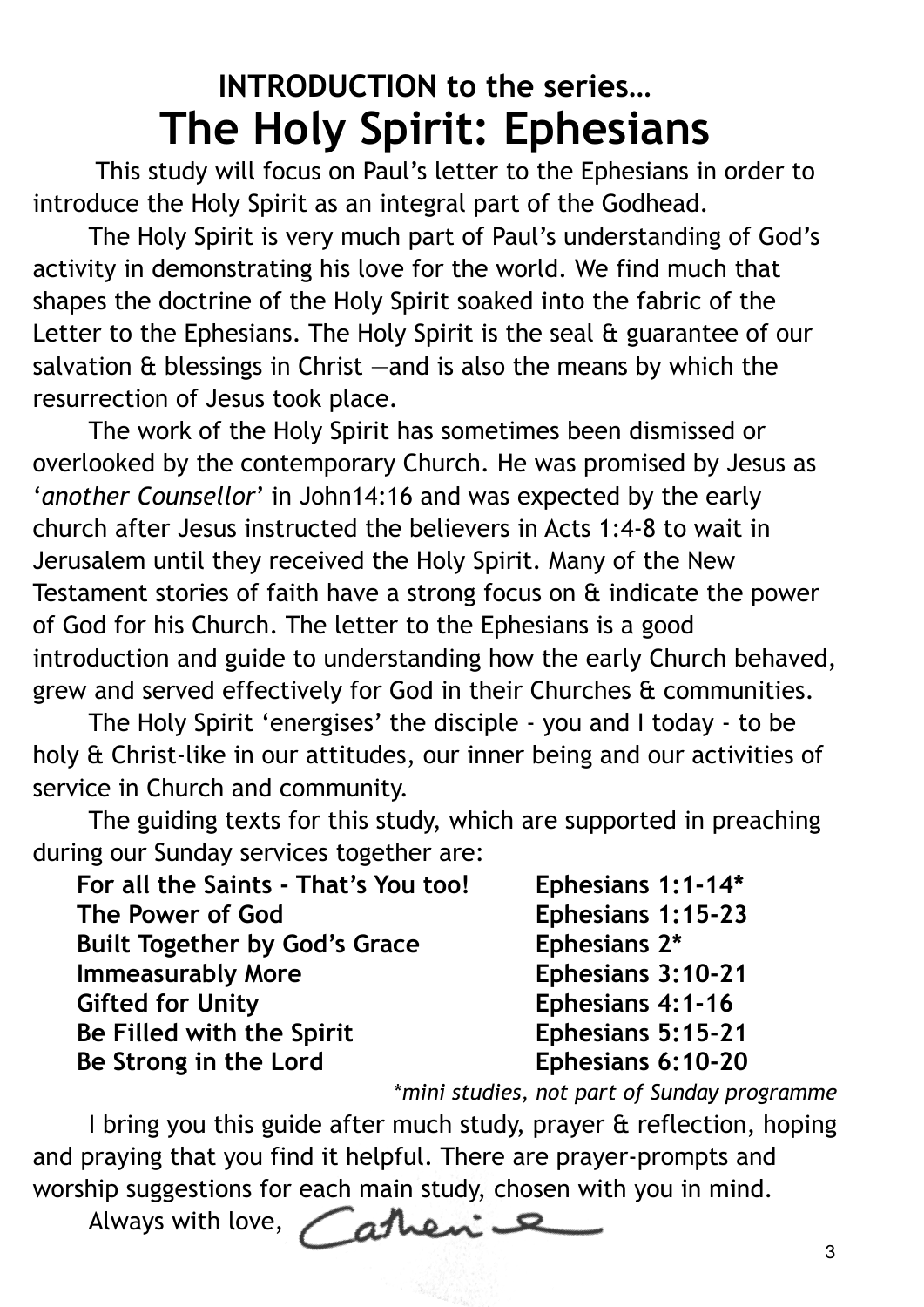## INTRODUCTION to the series…

# The Holy Spirit: Ephesians

This study will focus on Paul's letter to the Ephesians in order to introduce the Holy Spirit as an integral part of the Godhead.

The Holy Spirit is very much part of Paul's understanding of God's activity in demonstrating his love for the world. We find much that shapes the doctrine of the Holy Spirit soaked into the fabric of the Letter to the Ephesians. The Holy Spirit is the seal & guarantee of our salvation & blessings in Christ —and is also the means by which the resurrection of Jesus took place.

The work of the Holy Spirit has sometimes been dismissed or overlooked by the contemporary Church. He was promised by Jesus as '*another Counsellor*' in John14:16 and was expected by the early church after Jesus instructed the believers in Acts 1:4-8 to wait in Jerusalem until they received the Holy Spirit. Many of the New Testament stories of faith have a strong focus on & indicate the power of God for his Church. The letter to the Ephesians is a good introduction and guide to understanding how the early Church behaved, grew and served effectively for God in their Churches & communities.

The Holy Spirit 'energises' the disciple - you and I today - to be holy & Christ-like in our attitudes, our inner being and our activities of service in Church and community.

The guiding texts for this study, which are supported in preaching during our Sunday services together are:

| | |
|---|---|
| **For all the Saints - That's You too!** | **Ephesians 1:1-14*** |
| **The Power of God** | **Ephesians 1:15-23** |
| **Built Together by God's Grace** | **Ephesians 2*** |
| **Immeasurably More** | **Ephesians 3:10-21** |
| **Gifted for Unity** | **Ephesians 4:1-16** |
| **Be Filled with the Spirit** | **Ephesians 5:15-21** |
| **Be Strong in the Lord** | **Ephesians 6:10-20** |

*\*mini studies, not part of Sunday programme*

I bring you this guide after much study, prayer & reflection, hoping and praying that you find it helpful. There are prayer-prompts and worship suggestions for each main study, chosen with you in mind.

Always with love, Catherine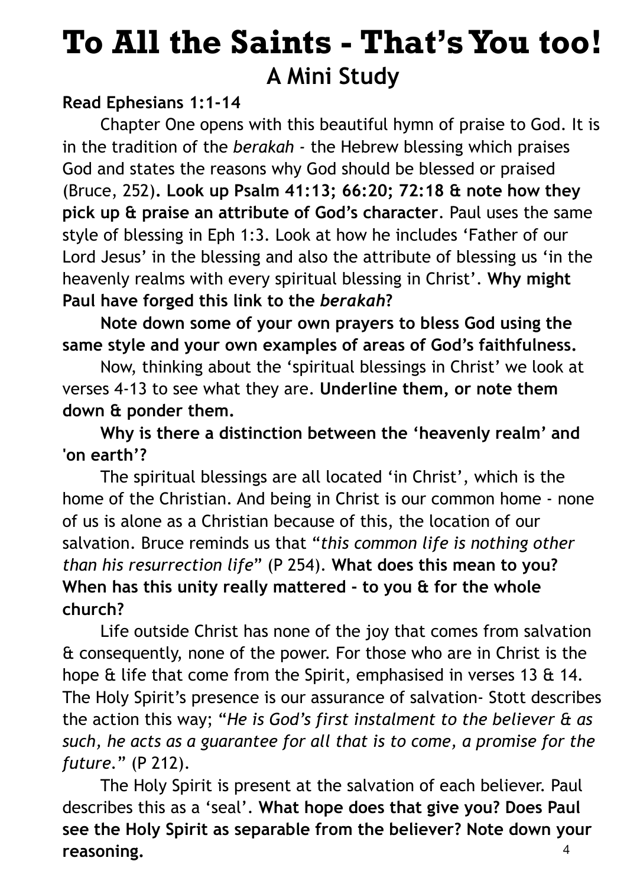# To All the Saints - That's You too!

## A Mini Study

**Read Ephesians 1:1-14**

Chapter One opens with this beautiful hymn of praise to God. It is in the tradition of the *berakah* - the Hebrew blessing which praises God and states the reasons why God should be blessed or praised (Bruce, 252). **Look up Psalm 41:13; 66:20; 72:18 & note how they pick up & praise an attribute of God's character**. Paul uses the same style of blessing in Eph 1:3. Look at how he includes 'Father of our Lord Jesus' in the blessing and also the attribute of blessing us 'in the heavenly realms with every spiritual blessing in Christ'. **Why might Paul have forged this link to the *berakah*?**

**Note down some of your own prayers to bless God using the same style and your own examples of areas of God's faithfulness.**

Now, thinking about the 'spiritual blessings in Christ' we look at verses 4-13 to see what they are. **Underline them, or note them down & ponder them.**

**Why is there a distinction between the 'heavenly realm' and 'on earth'?**

The spiritual blessings are all located 'in Christ', which is the home of the Christian. And being in Christ is our common home - none of us is alone as a Christian because of this, the location of our salvation. Bruce reminds us that "*this common life is nothing other than his resurrection life*" (P 254). **What does this mean to you? When has this unity really mattered - to you & for the whole church?**

Life outside Christ has none of the joy that comes from salvation & consequently, none of the power. For those who are in Christ is the hope & life that come from the Spirit, emphasised in verses 13 & 14. The Holy Spirit's presence is our assurance of salvation- Stott describes the action this way; "*He is God's first instalment to the believer & as such, he acts as a guarantee for all that is to come, a promise for the future.*" (P 212).

The Holy Spirit is present at the salvation of each believer. Paul describes this as a 'seal'. **What hope does that give you? Does Paul see the Holy Spirit as separable from the believer? Note down your reasoning.**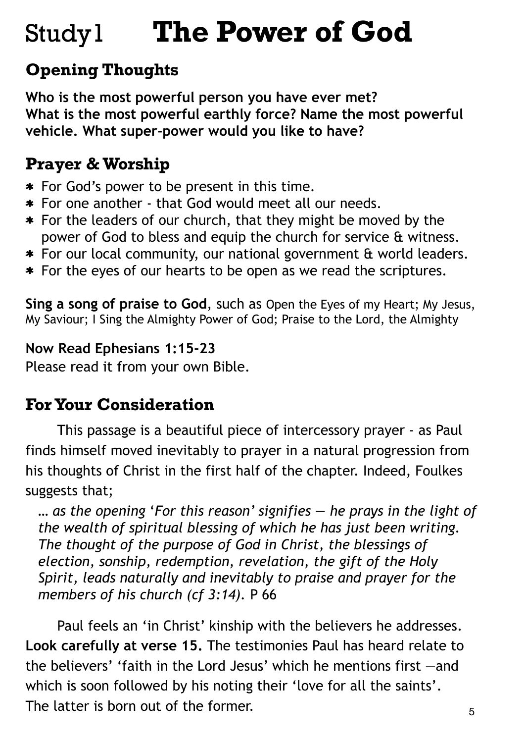# Study 1 The Power of God

## Opening Thoughts

**Who is the most powerful person you have ever met? What is the most powerful earthly force? Name the most powerful vehicle. What super-power would you like to have?**

## Prayer & Worship

* For God's power to be present in this time.
* For one another - that God would meet all our needs.
* For the leaders of our church, that they might be moved by the power of God to bless and equip the church for service & witness.
* For our local community, our national government & world leaders.
* For the eyes of our hearts to be open as we read the scriptures.

**Sing a song of praise to God**, such as Open the Eyes of my Heart; My Jesus, My Saviour; I Sing the Almighty Power of God; Praise to the Lord, the Almighty

**Now Read Ephesians 1:15-23**
Please read it from your own Bible.

## For Your Consideration

This passage is a beautiful piece of intercessory prayer - as Paul finds himself moved inevitably to prayer in a natural progression from his thoughts of Christ in the first half of the chapter. Indeed, Foulkes suggests that;

> *… as the opening 'For this reason' signifies — he prays in the light of the wealth of spiritual blessing of which he has just been writing. The thought of the purpose of God in Christ, the blessings of election, sonship, redemption, revelation, the gift of the Holy Spirit, leads naturally and inevitably to praise and prayer for the members of his church (cf 3:14).* P 66

Paul feels an 'in Christ' kinship with the believers he addresses. **Look carefully at verse 15.** The testimonies Paul has heard relate to the believers' 'faith in the Lord Jesus' which he mentions first —and which is soon followed by his noting their 'love for all the saints'. The latter is born out of the former.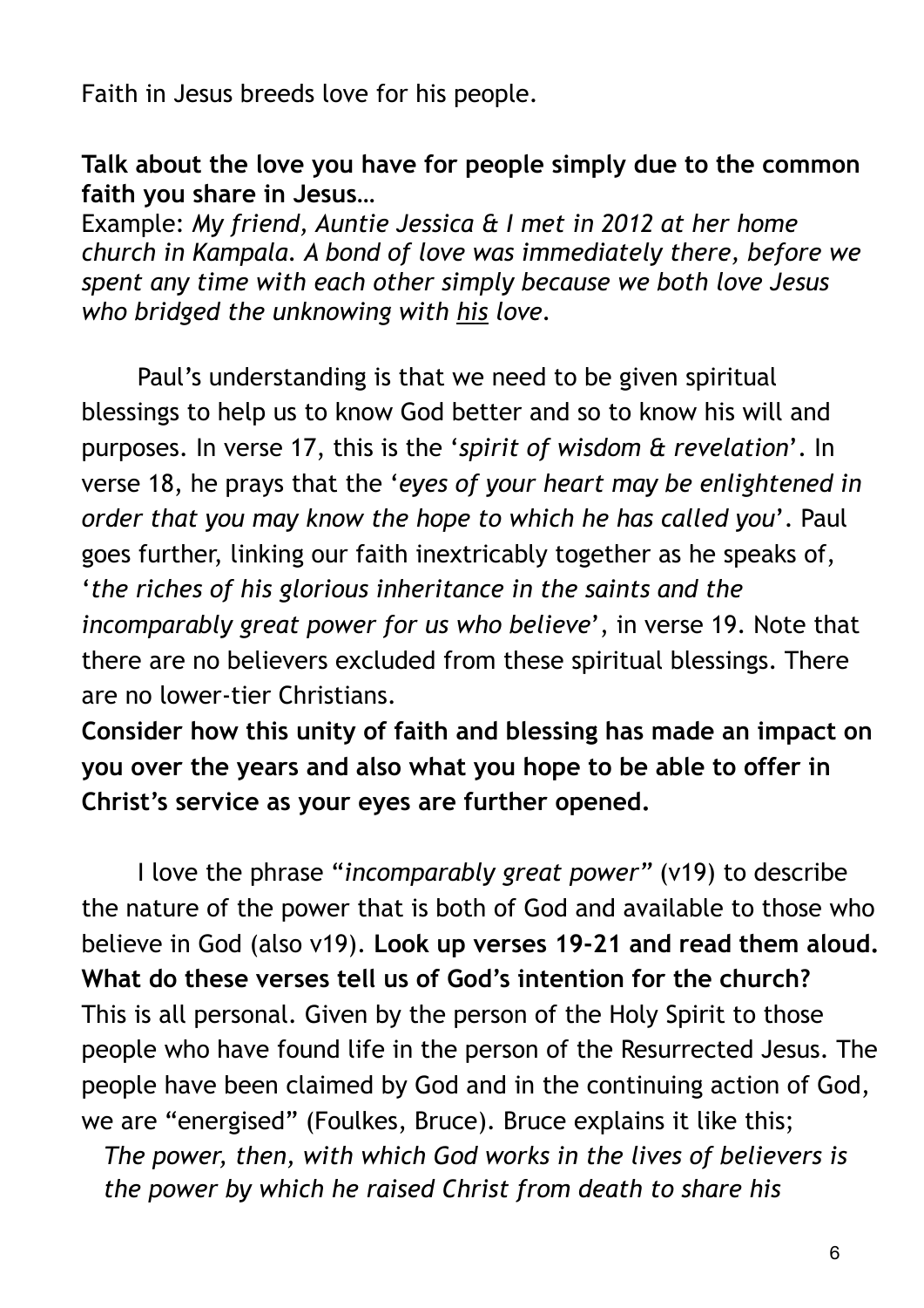Faith in Jesus breeds love for his people.

**Talk about the love you have for people simply due to the common faith you share in Jesus…**

Example: *My friend, Auntie Jessica & I met in 2012 at her home church in Kampala. A bond of love was immediately there, before we spent any time with each other simply because we both love Jesus who bridged the unknowing with <u>his</u> love.*

Paul's understanding is that we need to be given spiritual blessings to help us to know God better and so to know his will and purposes. In verse 17, this is the '*spirit of wisdom & revelation*'. In verse 18, he prays that the '*eyes of your heart may be enlightened in order that you may know the hope to which he has called you*'. Paul goes further, linking our faith inextricably together as he speaks of, '*the riches of his glorious inheritance in the saints and the incomparably great power for us who believe*', in verse 19. Note that there are no believers excluded from these spiritual blessings. There are no lower-tier Christians.

**Consider how this unity of faith and blessing has made an impact on you over the years and also what you hope to be able to offer in Christ's service as your eyes are further opened.**

I love the phrase "*incomparably great power*" (v19) to describe the nature of the power that is both of God and available to those who believe in God (also v19). **Look up verses 19-21 and read them aloud. What do these verses tell us of God's intention for the church?** This is all personal. Given by the person of the Holy Spirit to those people who have found life in the person of the Resurrected Jesus. The people have been claimed by God and in the continuing action of God, we are "energised" (Foulkes, Bruce). Bruce explains it like this;

> *The power, then, with which God works in the lives of believers is the power by which he raised Christ from death to share his*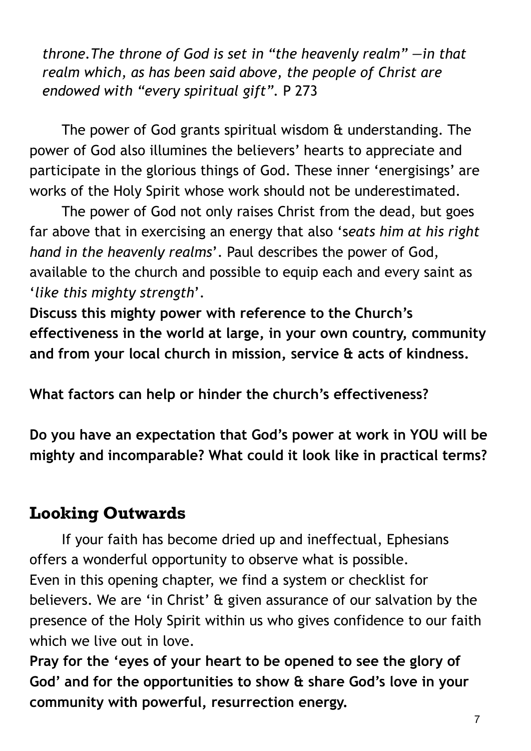*throne.The throne of God is set in "the heavenly realm" —in that realm which, as has been said above, the people of Christ are endowed with "every spiritual gift".* P 273

The power of God grants spiritual wisdom & understanding. The power of God also illumines the believers' hearts to appreciate and participate in the glorious things of God. These inner 'energisings' are works of the Holy Spirit whose work should not be underestimated.

The power of God not only raises Christ from the dead, but goes far above that in exercising an energy that also '*seats him at his right hand in the heavenly realms*'. Paul describes the power of God, available to the church and possible to equip each and every saint as '*like this mighty strength*'.

**Discuss this mighty power with reference to the Church's effectiveness in the world at large, in your own country, community and from your local church in mission, service & acts of kindness.**

**What factors can help or hinder the church's effectiveness?**

**Do you have an expectation that God's power at work in YOU will be mighty and incomparable? What could it look like in practical terms?**

## Looking Outwards

If your faith has become dried up and ineffectual, Ephesians offers a wonderful opportunity to observe what is possible. Even in this opening chapter, we find a system or checklist for believers. We are 'in Christ' & given assurance of our salvation by the presence of the Holy Spirit within us who gives confidence to our faith which we live out in love.

**Pray for the 'eyes of your heart to be opened to see the glory of God' and for the opportunities to show & share God's love in your community with powerful, resurrection energy.**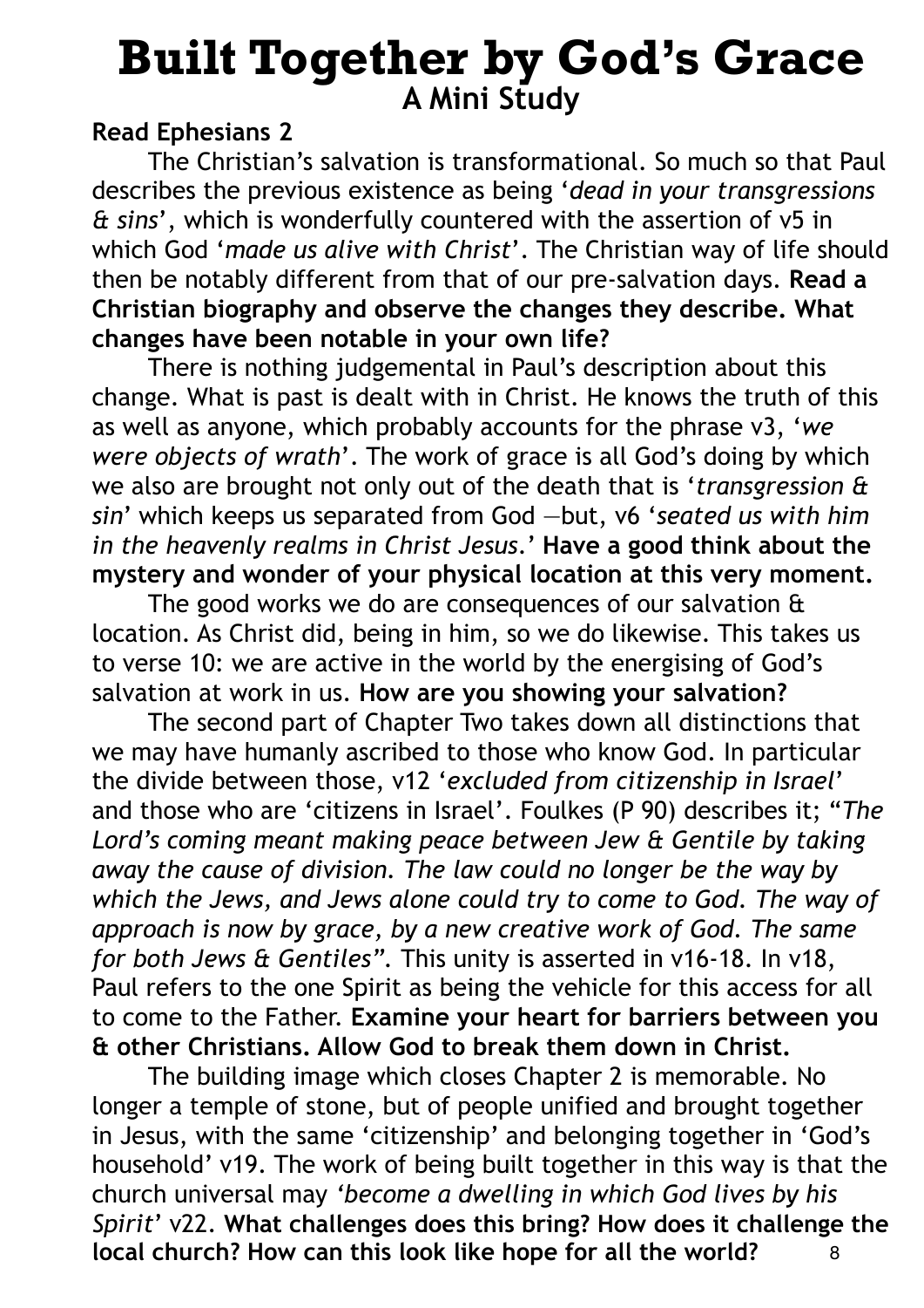# Built Together by God's Grace

## A Mini Study

**Read Ephesians 2**

The Christian's salvation is transformational. So much so that Paul describes the previous existence as being '*dead in your transgressions & sins*', which is wonderfully countered with the assertion of v5 in which God '*made us alive with Christ*'. The Christian way of life should then be notably different from that of our pre-salvation days. **Read a Christian biography and observe the changes they describe. What changes have been notable in your own life?**

There is nothing judgemental in Paul's description about this change. What is past is dealt with in Christ. He knows the truth of this as well as anyone, which probably accounts for the phrase v3, '*we were objects of wrath*'. The work of grace is all God's doing by which we also are brought not only out of the death that is '*transgression & sin*' which keeps us separated from God —but, v6 '*seated us with him in the heavenly realms in Christ Jesus.*' **Have a good think about the mystery and wonder of your physical location at this very moment.**

The good works we do are consequences of our salvation & location. As Christ did, being in him, so we do likewise. This takes us to verse 10: we are active in the world by the energising of God's salvation at work in us. **How are you showing your salvation?**

The second part of Chapter Two takes down all distinctions that we may have humanly ascribed to those who know God. In particular the divide between those, v12 '*excluded from citizenship in Israel*' and those who are 'citizens in Israel'. Foulkes (P 90) describes it; "*The Lord's coming meant making peace between Jew & Gentile by taking away the cause of division. The law could no longer be the way by which the Jews, and Jews alone could try to come to God. The way of approach is now by grace, by a new creative work of God. The same for both Jews & Gentiles*". This unity is asserted in v16-18. In v18, Paul refers to the one Spirit as being the vehicle for this access for all to come to the Father. **Examine your heart for barriers between you & other Christians. Allow God to break them down in Christ.**

The building image which closes Chapter 2 is memorable. No longer a temple of stone, but of people unified and brought together in Jesus, with the same 'citizenship' and belonging together in 'God's household' v19. The work of being built together in this way is that the church universal may *'become a dwelling in which God lives by his Spirit'* v22. **What challenges does this bring? How does it challenge the local church? How can this look like hope for all the world?**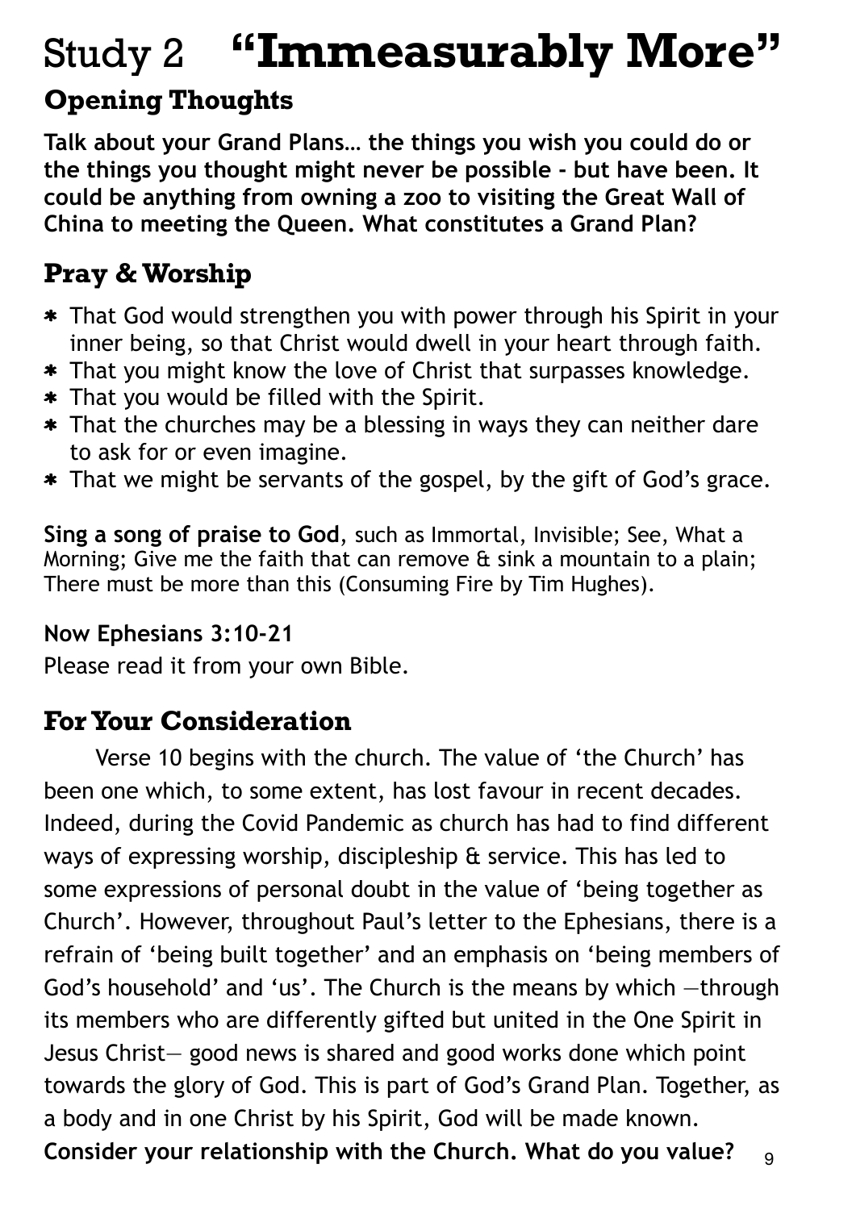# Study 2 **"Immeasurably More"**

## Opening Thoughts

**Talk about your Grand Plans… the things you wish you could do or the things you thought might never be possible - but have been. It could be anything from owning a zoo to visiting the Great Wall of China to meeting the Queen. What constitutes a Grand Plan?**

## Pray & Worship

* That God would strengthen you with power through his Spirit in your inner being, so that Christ would dwell in your heart through faith.
* That you might know the love of Christ that surpasses knowledge.
* That you would be filled with the Spirit.
* That the churches may be a blessing in ways they can neither dare to ask for or even imagine.
* That we might be servants of the gospel, by the gift of God's grace.

**Sing a song of praise to God**, such as Immortal, Invisible; See, What a Morning; Give me the faith that can remove & sink a mountain to a plain; There must be more than this (Consuming Fire by Tim Hughes).

**Now Ephesians 3:10-21**

Please read it from your own Bible.

## For Your Consideration

Verse 10 begins with the church. The value of 'the Church' has been one which, to some extent, has lost favour in recent decades. Indeed, during the Covid Pandemic as church has had to find different ways of expressing worship, discipleship & service. This has led to some expressions of personal doubt in the value of 'being together as Church'. However, throughout Paul's letter to the Ephesians, there is a refrain of 'being built together' and an emphasis on 'being members of God's household' and 'us'. The Church is the means by which —through its members who are differently gifted but united in the One Spirit in Jesus Christ— good news is shared and good works done which point towards the glory of God. This is part of God's Grand Plan. Together, as a body and in one Christ by his Spirit, God will be made known.

**Consider your relationship with the Church. What do you value?**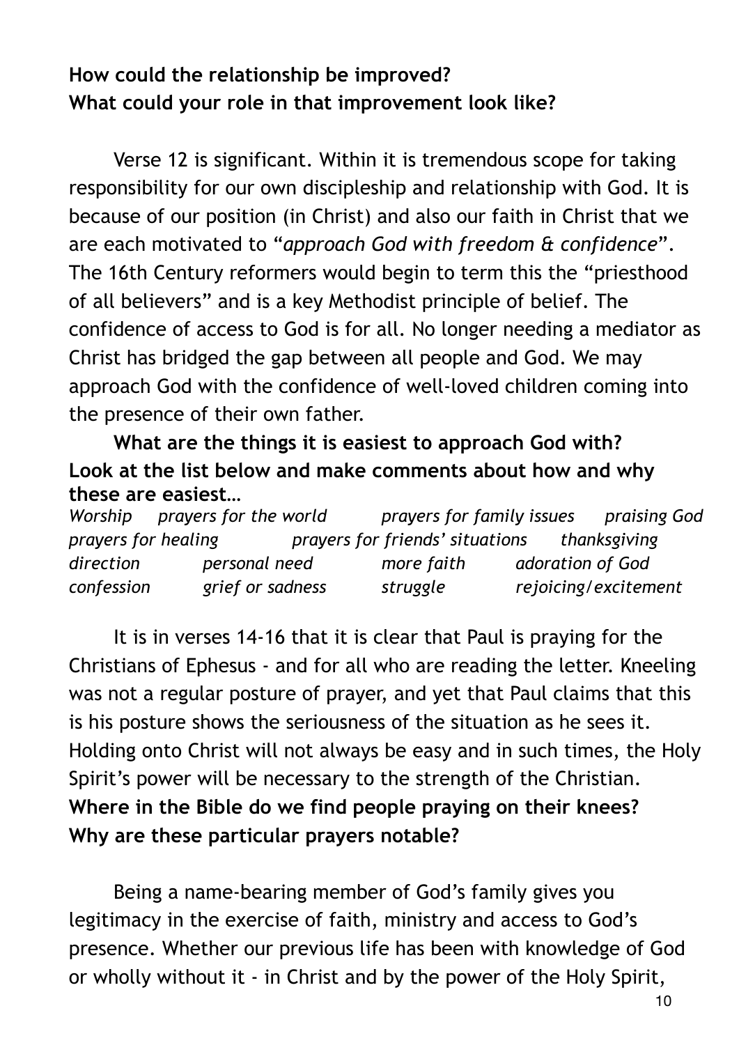**How could the relationship be improved?**
**What could your role in that improvement look like?**

Verse 12 is significant. Within it is tremendous scope for taking responsibility for our own discipleship and relationship with God. It is because of our position (in Christ) and also our faith in Christ that we are each motivated to "*approach God with freedom & confidence*". The 16th Century reformers would begin to term this the "priesthood of all believers" and is a key Methodist principle of belief. The confidence of access to God is for all. No longer needing a mediator as Christ has bridged the gap between all people and God. We may approach God with the confidence of well-loved children coming into the presence of their own father.

**What are the things it is easiest to approach God with? Look at the list below and make comments about how and why these are easiest…**

*Worship* *prayers for the world* *prayers for family issues* *praising God*
*prayers for healing* *prayers for friends' situations* *thanksgiving*
*direction* *personal need* *more faith* *adoration of God*
*confession* *grief or sadness* *struggle* *rejoicing/excitement*

It is in verses 14-16 that it is clear that Paul is praying for the Christians of Ephesus - and for all who are reading the letter. Kneeling was not a regular posture of prayer, and yet that Paul claims that this is his posture shows the seriousness of the situation as he sees it. Holding onto Christ will not always be easy and in such times, the Holy Spirit's power will be necessary to the strength of the Christian.
**Where in the Bible do we find people praying on their knees?**
**Why are these particular prayers notable?**

Being a name-bearing member of God's family gives you legitimacy in the exercise of faith, ministry and access to God's presence. Whether our previous life has been with knowledge of God or wholly without it - in Christ and by the power of the Holy Spirit,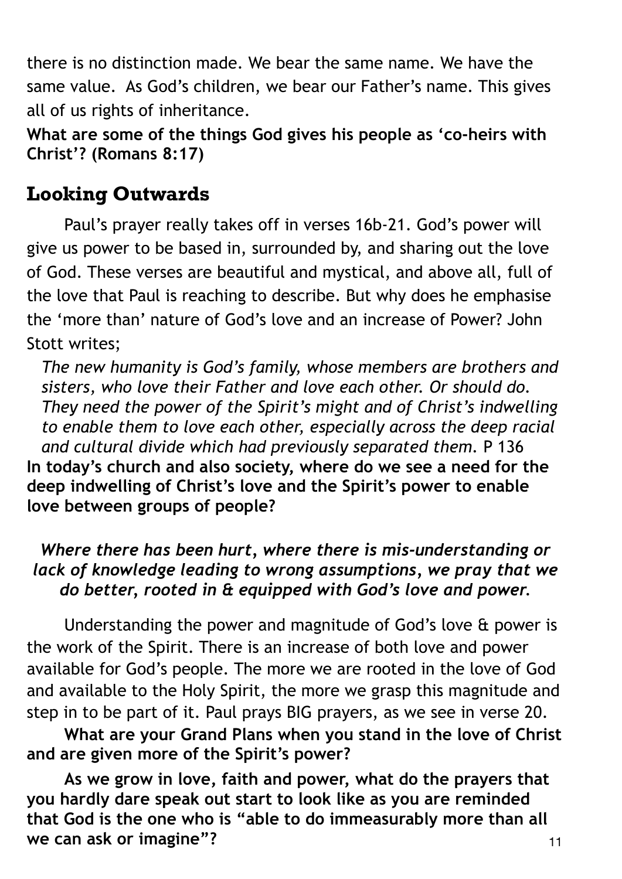there is no distinction made. We bear the same name. We have the same value. As God's children, we bear our Father's name. This gives all of us rights of inheritance.

**What are some of the things God gives his people as 'co-heirs with Christ'? (Romans 8:17)**

## Looking Outwards

Paul's prayer really takes off in verses 16b-21. God's power will give us power to be based in, surrounded by, and sharing out the love of God. These verses are beautiful and mystical, and above all, full of the love that Paul is reaching to describe. But why does he emphasise the 'more than' nature of God's love and an increase of Power? John Stott writes;

> *The new humanity is God's family, whose members are brothers and sisters, who love their Father and love each other. Or should do. They need the power of the Spirit's might and of Christ's indwelling to enable them to love each other, especially across the deep racial and cultural divide which had previously separated them.* P 136

**In today's church and also society, where do we see a need for the deep indwelling of Christ's love and the Spirit's power to enable love between groups of people?**

***Where there has been hurt, where there is mis-understanding or lack of knowledge leading to wrong assumptions, we pray that we do better, rooted in & equipped with God's love and power.***

Understanding the power and magnitude of God's love & power is the work of the Spirit. There is an increase of both love and power available for God's people. The more we are rooted in the love of God and available to the Holy Spirit, the more we grasp this magnitude and step in to be part of it. Paul prays BIG prayers, as we see in verse 20.

**What are your Grand Plans when you stand in the love of Christ and are given more of the Spirit's power?**

**As we grow in love, faith and power, what do the prayers that you hardly dare speak out start to look like as you are reminded that God is the one who is "able to do immeasurably more than all we can ask or imagine"?**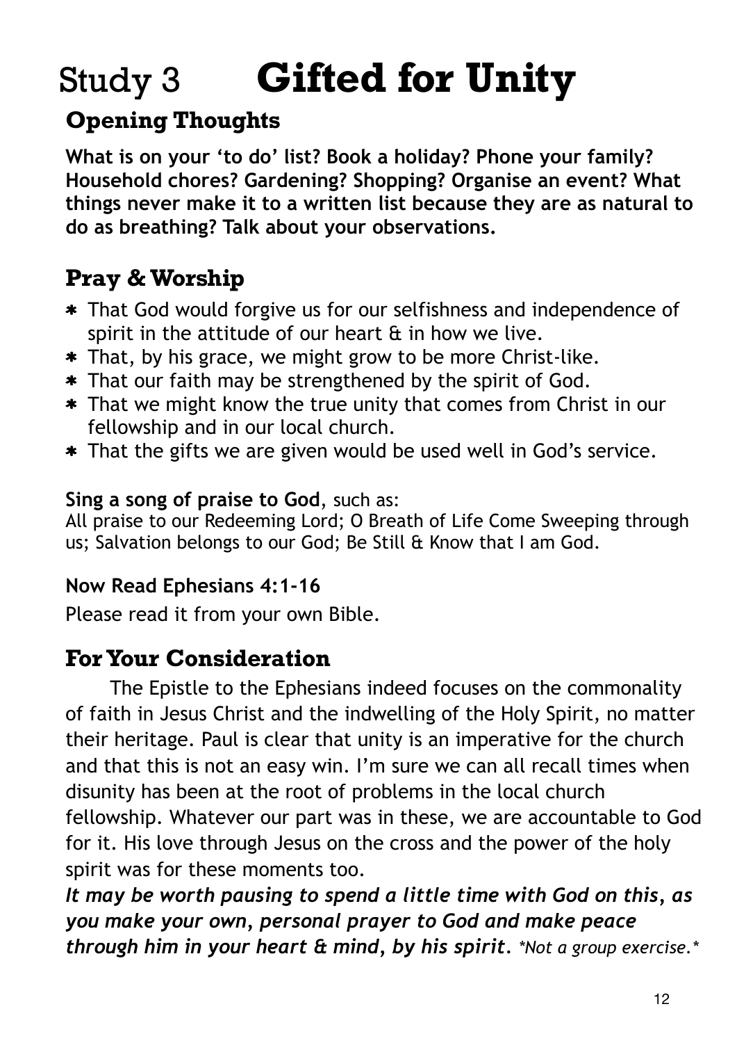# Study 3 **Gifted for Unity**

## Opening Thoughts

**What is on your 'to do' list? Book a holiday? Phone your family? Household chores? Gardening? Shopping? Organise an event? What things never make it to a written list because they are as natural to do as breathing? Talk about your observations.**

## Pray & Worship

- That God would forgive us for our selfishness and independence of spirit in the attitude of our heart & in how we live.
- That, by his grace, we might grow to be more Christ-like.
- That our faith may be strengthened by the spirit of God.
- That we might know the true unity that comes from Christ in our fellowship and in our local church.
- That the gifts we are given would be used well in God's service.

**Sing a song of praise to God**, such as:
All praise to our Redeeming Lord; O Breath of Life Come Sweeping through us; Salvation belongs to our God; Be Still & Know that I am God.

**Now Read Ephesians 4:1-16**

Please read it from your own Bible.

## For Your Consideration

The Epistle to the Ephesians indeed focuses on the commonality of faith in Jesus Christ and the indwelling of the Holy Spirit, no matter their heritage. Paul is clear that unity is an imperative for the church and that this is not an easy win. I'm sure we can all recall times when disunity has been at the root of problems in the local church fellowship. Whatever our part was in these, we are accountable to God for it. His love through Jesus on the cross and the power of the holy spirit was for these moments too.
***It may be worth pausing to spend a little time with God on this, as you make your own, personal prayer to God and make peace through him in your heart & mind, by his spirit.*** *\*Not a group exercise.\**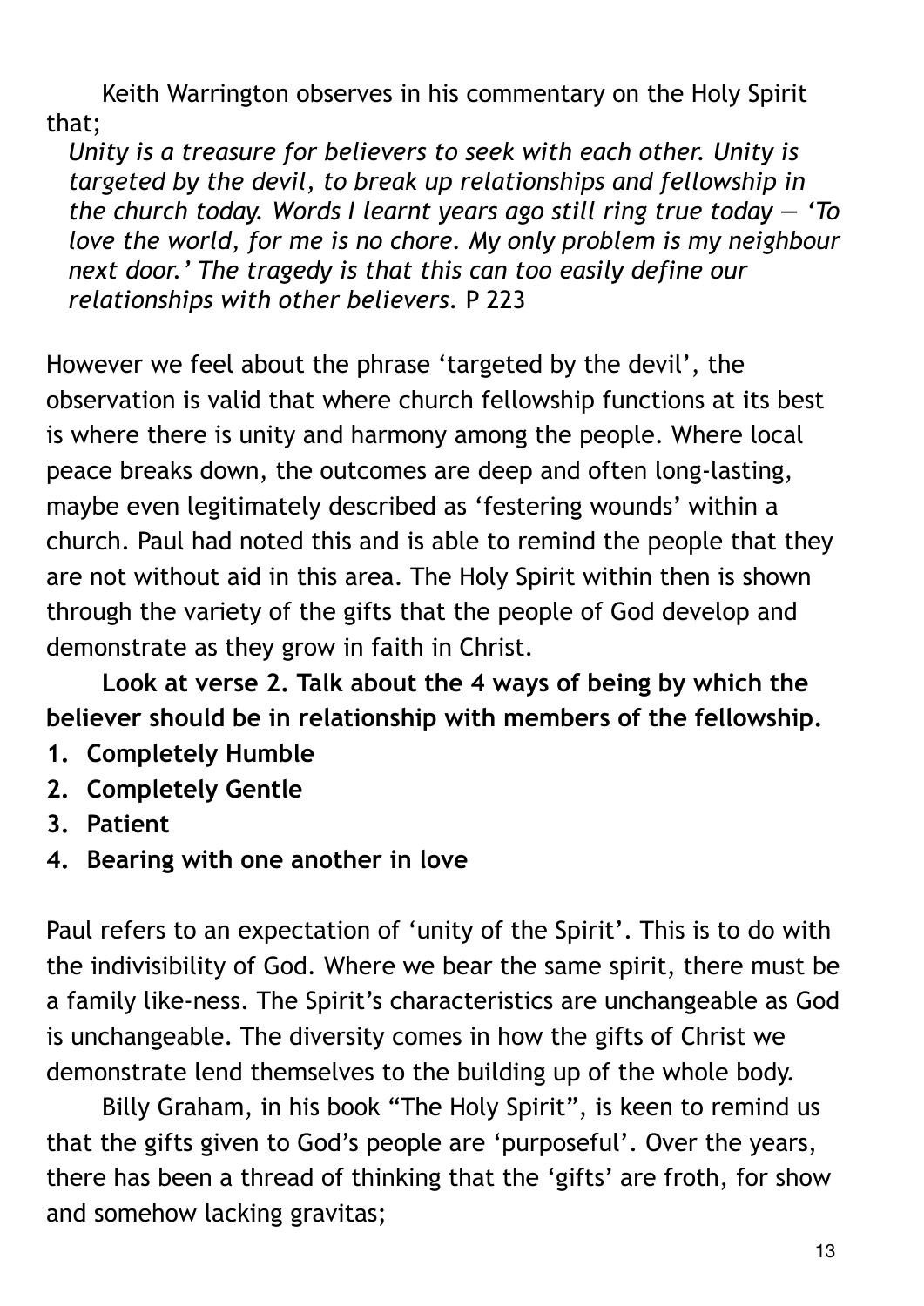Keith Warrington observes in his commentary on the Holy Spirit that;

> *Unity is a treasure for believers to seek with each other. Unity is targeted by the devil, to break up relationships and fellowship in the church today. Words I learnt years ago still ring true today — 'To love the world, for me is no chore. My only problem is my neighbour next door.' The tragedy is that this can too easily define our relationships with other believers.* P 223

However we feel about the phrase 'targeted by the devil', the observation is valid that where church fellowship functions at its best is where there is unity and harmony among the people. Where local peace breaks down, the outcomes are deep and often long-lasting, maybe even legitimately described as 'festering wounds' within a church. Paul had noted this and is able to remind the people that they are not without aid in this area. The Holy Spirit within then is shown through the variety of the gifts that the people of God develop and demonstrate as they grow in faith in Christ.

**Look at verse 2. Talk about the 4 ways of being by which the believer should be in relationship with members of the fellowship.**

1. **Completely Humble**
2. **Completely Gentle**
3. **Patient**
4. **Bearing with one another in love**

Paul refers to an expectation of 'unity of the Spirit'. This is to do with the indivisibility of God. Where we bear the same spirit, there must be a family like-ness. The Spirit's characteristics are unchangeable as God is unchangeable. The diversity comes in how the gifts of Christ we demonstrate lend themselves to the building up of the whole body.

Billy Graham, in his book "The Holy Spirit", is keen to remind us that the gifts given to God's people are 'purposeful'. Over the years, there has been a thread of thinking that the 'gifts' are froth, for show and somehow lacking gravitas;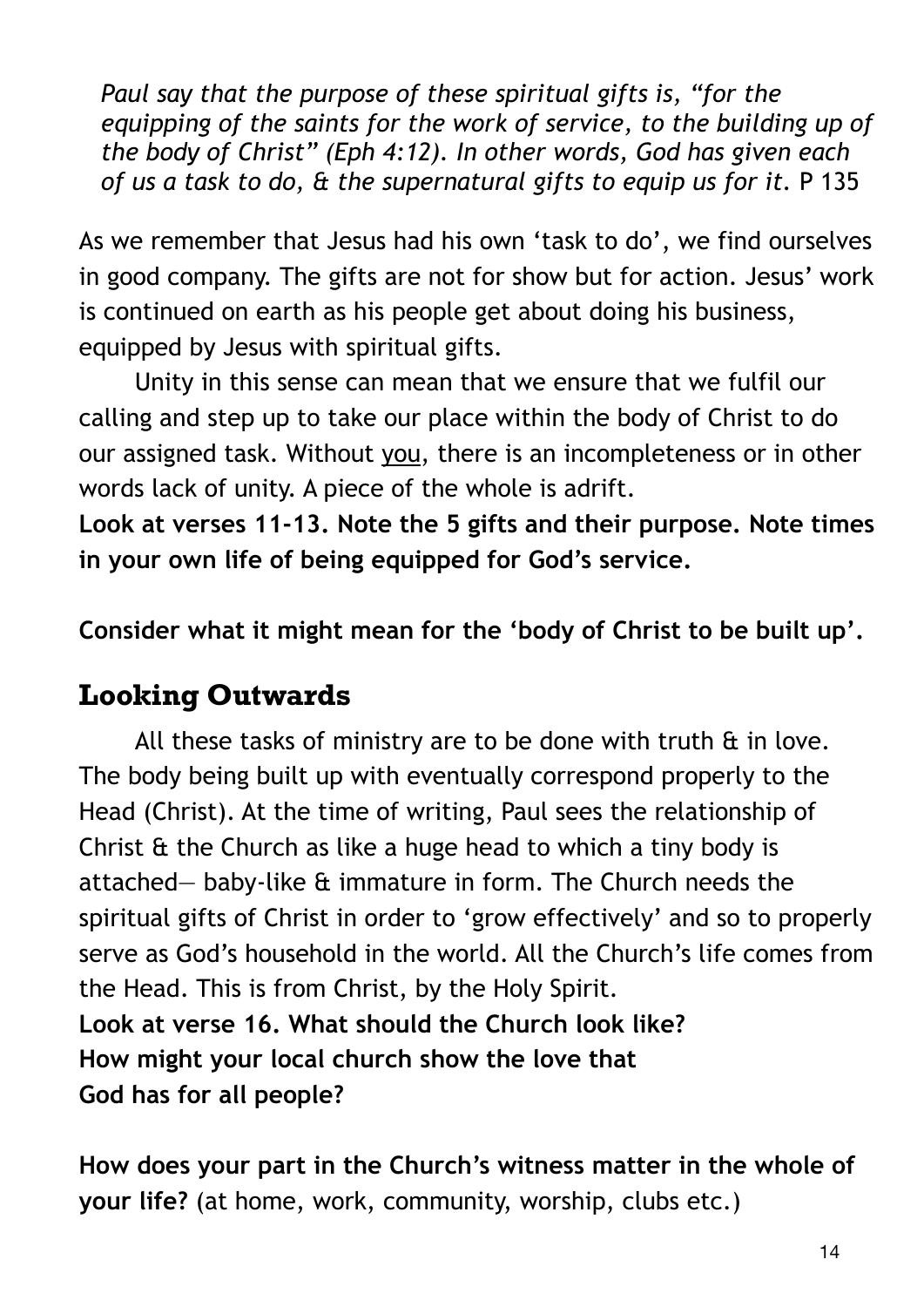*Paul say that the purpose of these spiritual gifts is, "for the equipping of the saints for the work of service, to the building up of the body of Christ" (Eph 4:12). In other words, God has given each of us a task to do, & the supernatural gifts to equip us for it.* P 135

As we remember that Jesus had his own 'task to do', we find ourselves in good company. The gifts are not for show but for action. Jesus' work is continued on earth as his people get about doing his business, equipped by Jesus with spiritual gifts.

Unity in this sense can mean that we ensure that we fulfil our calling and step up to take our place within the body of Christ to do our assigned task. Without <u>you</u>, there is an incompleteness or in other words lack of unity. A piece of the whole is adrift.

**Look at verses 11-13. Note the 5 gifts and their purpose. Note times in your own life of being equipped for God's service.**

**Consider what it might mean for the 'body of Christ to be built up'.**

## Looking Outwards

All these tasks of ministry are to be done with truth & in love. The body being built up with eventually correspond properly to the Head (Christ). At the time of writing, Paul sees the relationship of Christ & the Church as like a huge head to which a tiny body is attached— baby-like & immature in form. The Church needs the spiritual gifts of Christ in order to 'grow effectively' and so to properly serve as God's household in the world. All the Church's life comes from the Head. This is from Christ, by the Holy Spirit.

**Look at verse 16. What should the Church look like?**
**How might your local church show the love that God has for all people?**

**How does your part in the Church's witness matter in the whole of your life?** (at home, work, community, worship, clubs etc.)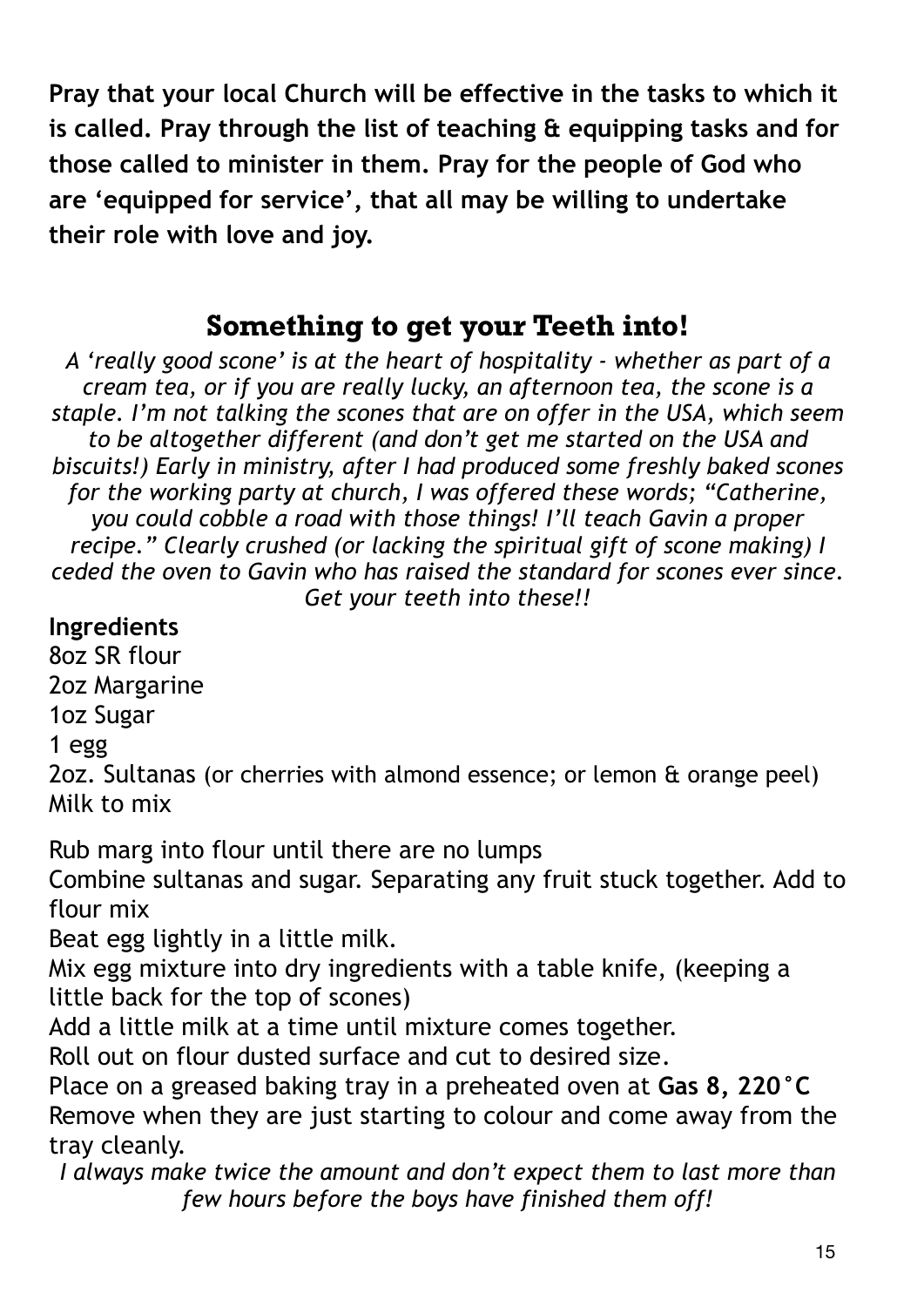**Pray that your local Church will be effective in the tasks to which it is called. Pray through the list of teaching & equipping tasks and for those called to minister in them. Pray for the people of God who are 'equipped for service', that all may be willing to undertake their role with love and joy.**

## Something to get your Teeth into!

*A 'really good scone' is at the heart of hospitality - whether as part of a cream tea, or if you are really lucky, an afternoon tea, the scone is a staple. I'm not talking the scones that are on offer in the USA, which seem to be altogether different (and don't get me started on the USA and biscuits!) Early in ministry, after I had produced some freshly baked scones for the working party at church, I was offered these words; "Catherine, you could cobble a road with those things! I'll teach Gavin a proper recipe." Clearly crushed (or lacking the spiritual gift of scone making) I ceded the oven to Gavin who has raised the standard for scones ever since. Get your teeth into these!!*

**Ingredients**

8oz SR flour
2oz Margarine
1oz Sugar
1 egg
2oz. Sultanas (or cherries with almond essence; or lemon & orange peel)
Milk to mix

Rub marg into flour until there are no lumps
Combine sultanas and sugar. Separating any fruit stuck together. Add to flour mix
Beat egg lightly in a little milk.
Mix egg mixture into dry ingredients with a table knife, (keeping a little back for the top of scones)
Add a little milk at a time until mixture comes together.
Roll out on flour dusted surface and cut to desired size.
Place on a greased baking tray in a preheated oven at **Gas 8, 220°C**
Remove when they are just starting to colour and come away from the tray cleanly.

*I always make twice the amount and don't expect them to last more than few hours before the boys have finished them off!*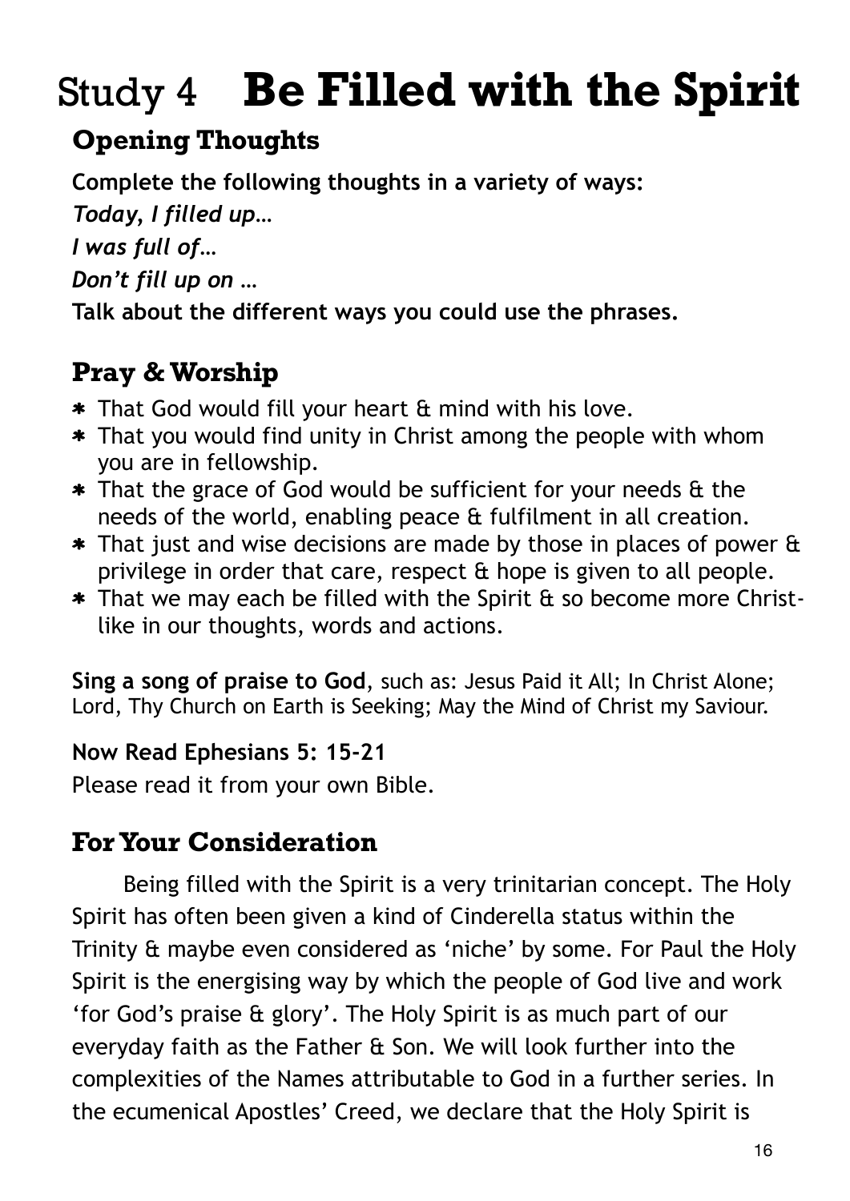# Study 4 **Be Filled with the Spirit**

## Opening Thoughts

**Complete the following thoughts in a variety of ways:**

***Today, I filled up…***

***I was full of…***

***Don't fill up on …***

**Talk about the different ways you could use the phrases.**

## Pray & Worship

* That God would fill your heart & mind with his love.
* That you would find unity in Christ among the people with whom you are in fellowship.
* That the grace of God would be sufficient for your needs & the needs of the world, enabling peace & fulfilment in all creation.
* That just and wise decisions are made by those in places of power & privilege in order that care, respect & hope is given to all people.
* That we may each be filled with the Spirit & so become more Christ-like in our thoughts, words and actions.

**Sing a song of praise to God**, such as: Jesus Paid it All; In Christ Alone; Lord, Thy Church on Earth is Seeking; May the Mind of Christ my Saviour.

**Now Read Ephesians 5: 15-21**

Please read it from your own Bible.

## For Your Consideration

Being filled with the Spirit is a very trinitarian concept. The Holy Spirit has often been given a kind of Cinderella status within the Trinity & maybe even considered as 'niche' by some. For Paul the Holy Spirit is the energising way by which the people of God live and work 'for God's praise & glory'. The Holy Spirit is as much part of our everyday faith as the Father & Son. We will look further into the complexities of the Names attributable to God in a further series. In the ecumenical Apostles' Creed, we declare that the Holy Spirit is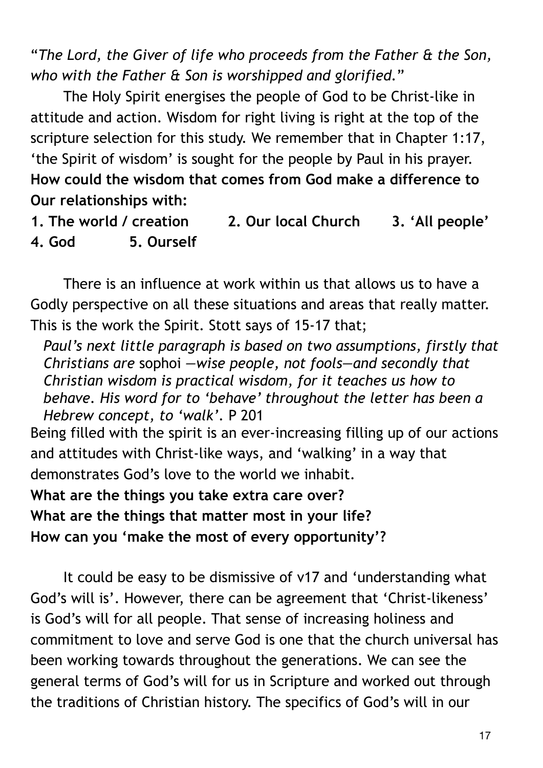"*The Lord, the Giver of life who proceeds from the Father & the Son, who with the Father & Son is worshipped and glorified.*"

The Holy Spirit energises the people of God to be Christ-like in attitude and action. Wisdom for right living is right at the top of the scripture selection for this study. We remember that in Chapter 1:17, 'the Spirit of wisdom' is sought for the people by Paul in his prayer.

**How could the wisdom that comes from God make a difference to Our relationships with:**

**1. The world / creation  2. Our local Church  3. 'All people'  4. God  5. Ourself**

There is an influence at work within us that allows us to have a Godly perspective on all these situations and areas that really matter. This is the work the Spirit. Stott says of 15-17 that;

> *Paul's next little paragraph is based on two assumptions, firstly that Christians are* sophoi *—wise people, not fools—and secondly that Christian wisdom is practical wisdom, for it teaches us how to behave. His word for to 'behave' throughout the letter has been a Hebrew concept, to 'walk'.* P 201

Being filled with the spirit is an ever-increasing filling up of our actions and attitudes with Christ-like ways, and 'walking' in a way that demonstrates God's love to the world we inhabit.

**What are the things you take extra care over?**
**What are the things that matter most in your life?**
**How can you 'make the most of every opportunity'?**

It could be easy to be dismissive of v17 and 'understanding what God's will is'. However, there can be agreement that 'Christ-likeness' is God's will for all people. That sense of increasing holiness and commitment to love and serve God is one that the church universal has been working towards throughout the generations. We can see the general terms of God's will for us in Scripture and worked out through the traditions of Christian history. The specifics of God's will in our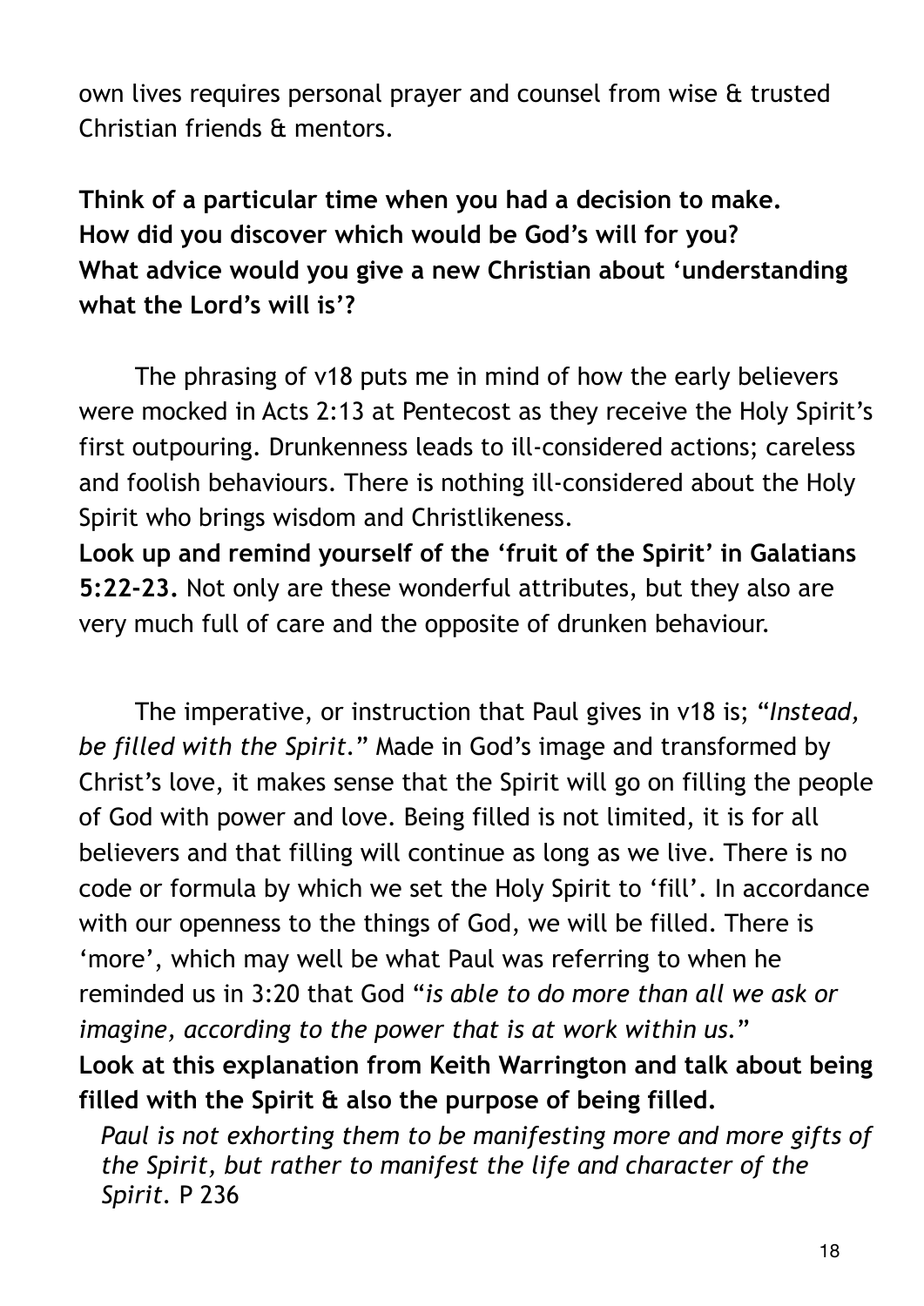own lives requires personal prayer and counsel from wise & trusted Christian friends & mentors.

**Think of a particular time when you had a decision to make. How did you discover which would be God's will for you? What advice would you give a new Christian about 'understanding what the Lord's will is'?**

The phrasing of v18 puts me in mind of how the early believers were mocked in Acts 2:13 at Pentecost as they receive the Holy Spirit's first outpouring. Drunkenness leads to ill-considered actions; careless and foolish behaviours. There is nothing ill-considered about the Holy Spirit who brings wisdom and Christlikeness.

**Look up and remind yourself of the 'fruit of the Spirit' in Galatians 5:22-23.** Not only are these wonderful attributes, but they also are very much full of care and the opposite of drunken behaviour.

The imperative, or instruction that Paul gives in v18 is; "*Instead, be filled with the Spirit.*" Made in God's image and transformed by Christ's love, it makes sense that the Spirit will go on filling the people of God with power and love. Being filled is not limited, it is for all believers and that filling will continue as long as we live. There is no code or formula by which we set the Holy Spirit to 'fill'. In accordance with our openness to the things of God, we will be filled. There is 'more', which may well be what Paul was referring to when he reminded us in 3:20 that God "*is able to do more than all we ask or imagine, according to the power that is at work within us.*"

**Look at this explanation from Keith Warrington and talk about being filled with the Spirit & also the purpose of being filled.**

> *Paul is not exhorting them to be manifesting more and more gifts of the Spirit, but rather to manifest the life and character of the Spirit.* P 236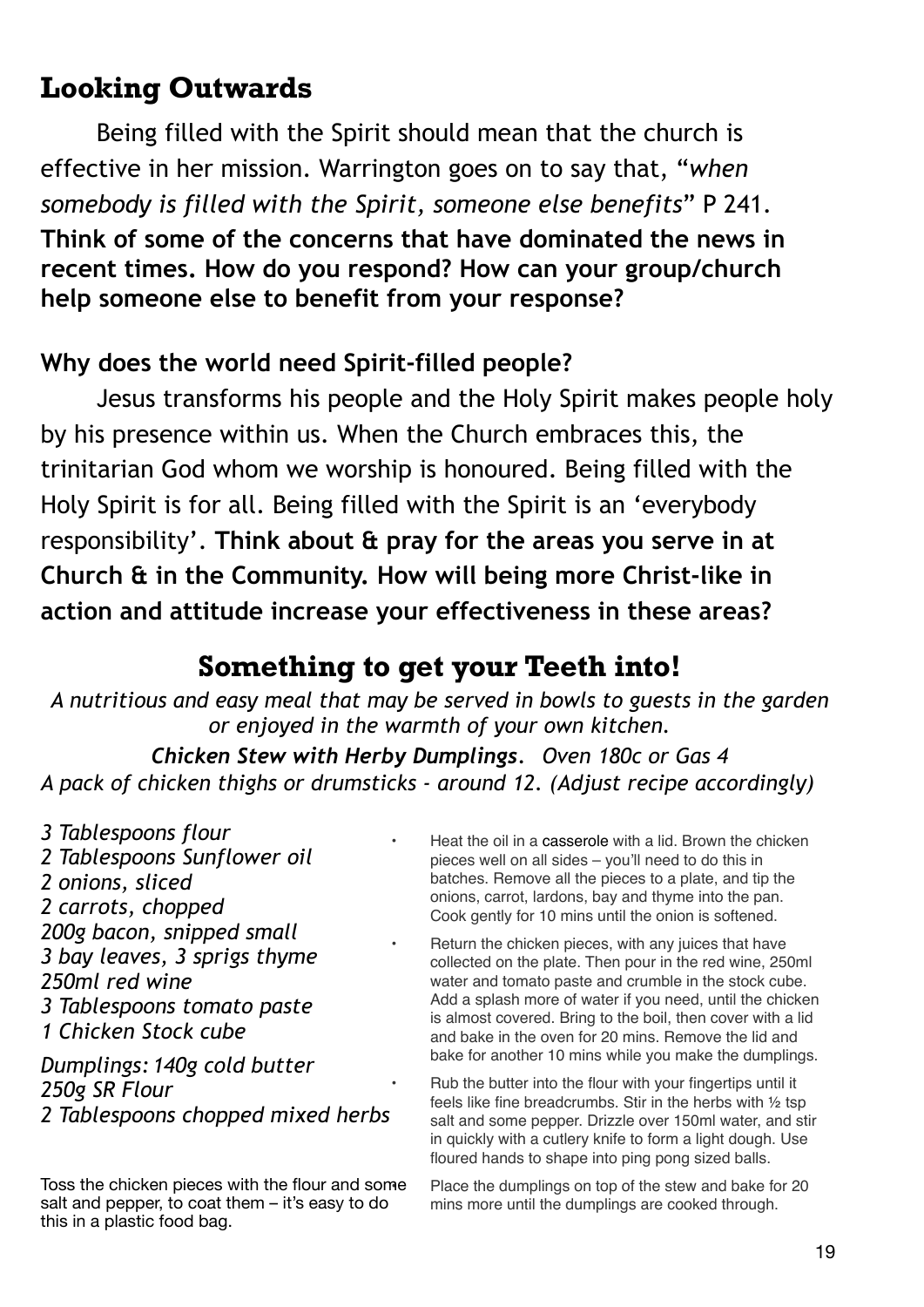## Looking Outwards

Being filled with the Spirit should mean that the church is effective in her mission. Warrington goes on to say that, "*when somebody is filled with the Spirit, someone else benefits*" P 241. **Think of some of the concerns that have dominated the news in recent times. How do you respond? How can your group/church help someone else to benefit from your response?**

### Why does the world need Spirit-filled people?

Jesus transforms his people and the Holy Spirit makes people holy by his presence within us. When the Church embraces this, the trinitarian God whom we worship is honoured. Being filled with the Holy Spirit is for all. Being filled with the Spirit is an 'everybody responsibility'. **Think about & pray for the areas you serve in at Church & in the Community. How will being more Christ-like in action and attitude increase your effectiveness in these areas?**

## Something to get your Teeth into!

*A nutritious and easy meal that may be served in bowls to guests in the garden or enjoyed in the warmth of your own kitchen.*

***Chicken Stew with Herby Dumplings.*** *Oven 180c or Gas 4*

*A pack of chicken thighs or drumsticks - around 12. (Adjust recipe accordingly)*

*3 Tablespoons flour*
*2 Tablespoons Sunflower oil*
*2 onions, sliced*
*2 carrots, chopped*
*200g bacon, snipped small*
*3 bay leaves, 3 sprigs thyme*
*250ml red wine*
*3 Tablespoons tomato paste*
*1 Chicken Stock cube*

*Dumplings: 140g cold butter*
*250g SR Flour*
*2 Tablespoons chopped mixed herbs*

Toss the chicken pieces with the flour and some salt and pepper, to coat them – it's easy to do this in a plastic food bag.

- Heat the oil in a casserole with a lid. Brown the chicken pieces well on all sides – you'll need to do this in batches. Remove all the pieces to a plate, and tip the onions, carrot, lardons, bay and thyme into the pan. Cook gently for 10 mins until the onion is softened.
- Return the chicken pieces, with any juices that have collected on the plate. Then pour in the red wine, 250ml water and tomato paste and crumble in the stock cube. Add a splash more of water if you need, until the chicken is almost covered. Bring to the boil, then cover with a lid and bake in the oven for 20 mins. Remove the lid and bake for another 10 mins while you make the dumplings.
- Rub the butter into the flour with your fingertips until it feels like fine breadcrumbs. Stir in the herbs with ½ tsp salt and some pepper. Drizzle over 150ml water, and stir in quickly with a cutlery knife to form a light dough. Use floured hands to shape into ping pong sized balls.
- Place the dumplings on top of the stew and bake for 20 mins more until the dumplings are cooked through.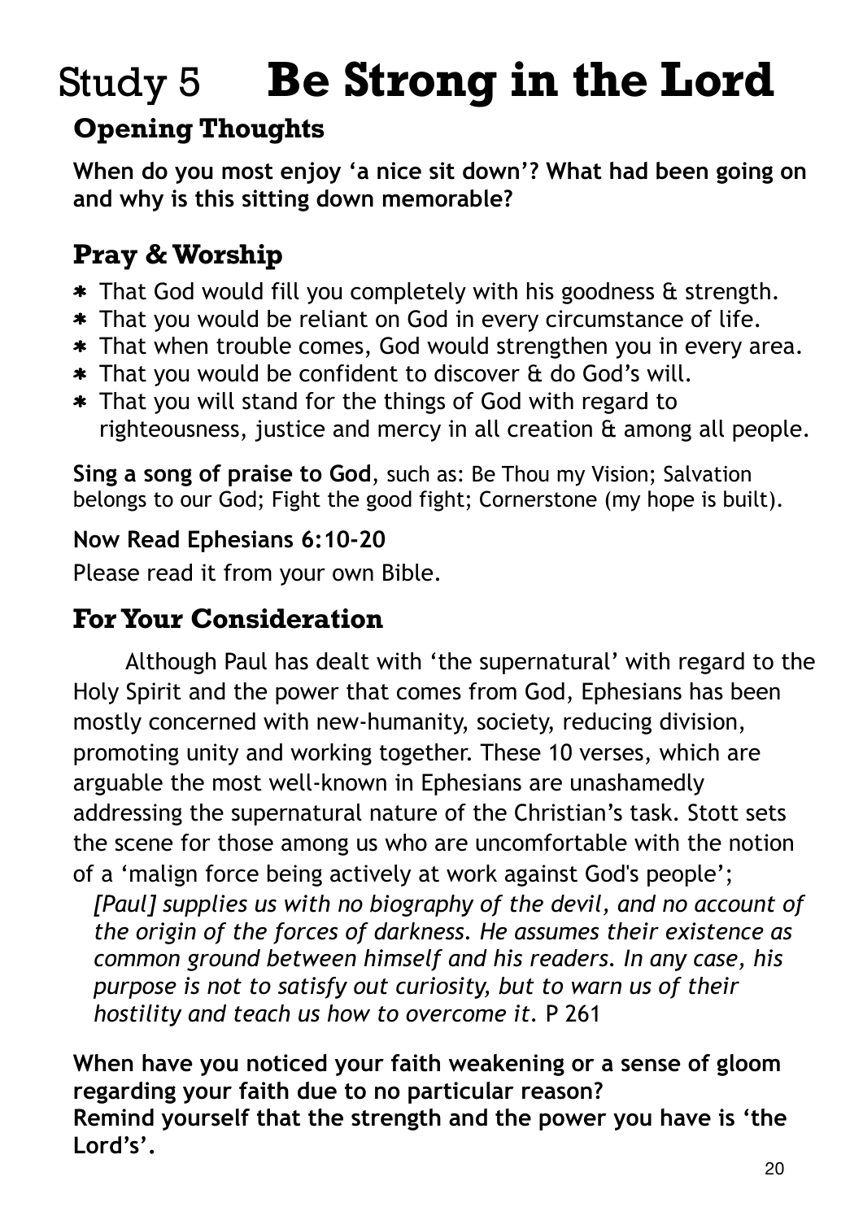# Study 5 **Be Strong in the Lord**

## Opening Thoughts

**When do you most enjoy ‘a nice sit down’? What had been going on and why is this sitting down memorable?**

## Pray & Worship

* That God would fill you completely with his goodness & strength.
* That you would be reliant on God in every circumstance of life.
* That when trouble comes, God would strengthen you in every area.
* That you would be confident to discover & do God’s will.
* That you will stand for the things of God with regard to righteousness, justice and mercy in all creation & among all people.

**Sing a song of praise to God**, such as: Be Thou my Vision; Salvation belongs to our God; Fight the good fight; Cornerstone (my hope is built).

**Now Read Ephesians 6:10-20**

Please read it from your own Bible.

## For Your Consideration

Although Paul has dealt with ‘the supernatural’ with regard to the Holy Spirit and the power that comes from God, Ephesians has been mostly concerned with new-humanity, society, reducing division, promoting unity and working together. These 10 verses, which are arguable the most well-known in Ephesians are unashamedly addressing the supernatural nature of the Christian’s task. Stott sets the scene for those among us who are uncomfortable with the notion of a ‘malign force being actively at work against God's people’;

> *[Paul] supplies us with no biography of the devil, and no account of the origin of the forces of darkness. He assumes their existence as common ground between himself and his readers. In any case, his purpose is not to satisfy out curiosity, but to warn us of their hostility and teach us how to overcome it.* P 261

**When have you noticed your faith weakening or a sense of gloom regarding your faith due to no particular reason?**
**Remind yourself that the strength and the power you have is ‘the Lord’s’.**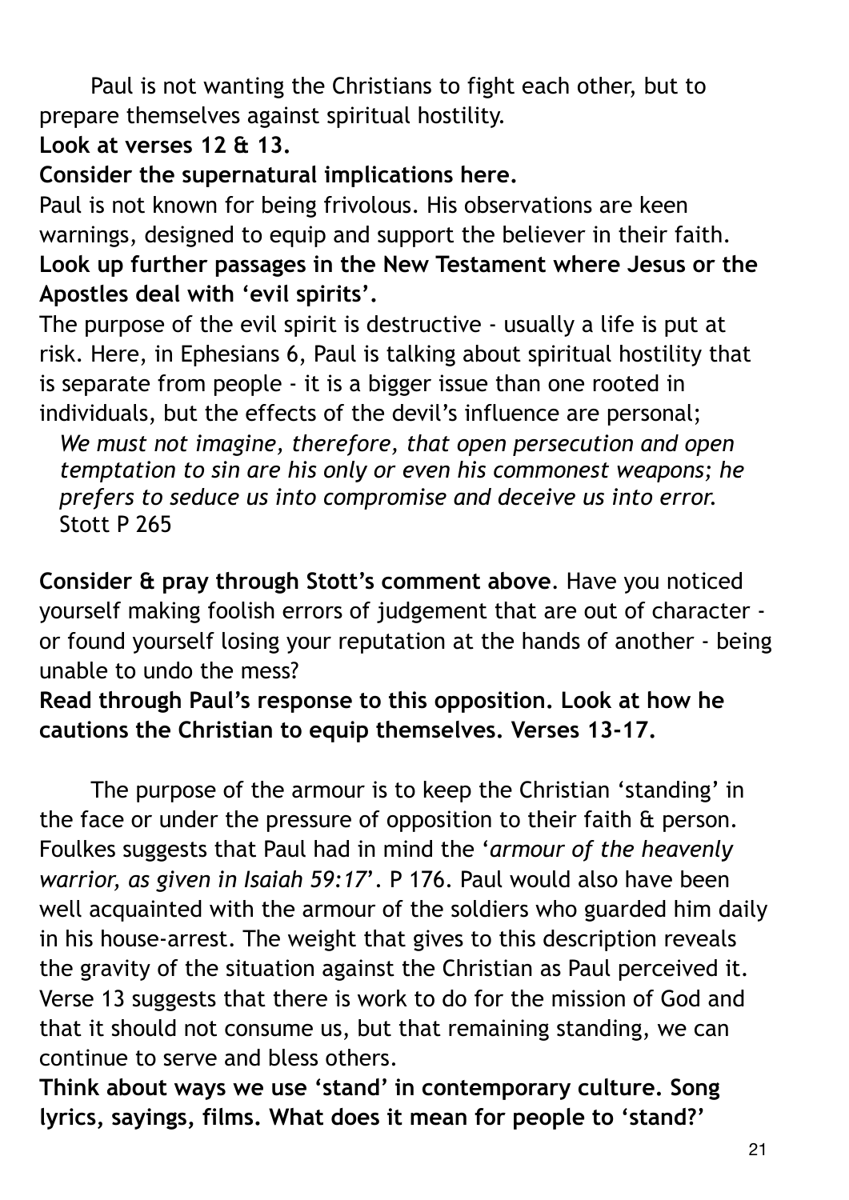Paul is not wanting the Christians to fight each other, but to prepare themselves against spiritual hostility.

**Look at verses 12 & 13.**

**Consider the supernatural implications here.**

Paul is not known for being frivolous. His observations are keen warnings, designed to equip and support the believer in their faith.

**Look up further passages in the New Testament where Jesus or the Apostles deal with 'evil spirits'.**

The purpose of the evil spirit is destructive - usually a life is put at risk. Here, in Ephesians 6, Paul is talking about spiritual hostility that is separate from people - it is a bigger issue than one rooted in individuals, but the effects of the devil's influence are personal;

> *We must not imagine, therefore, that open persecution and open temptation to sin are his only or even his commonest weapons; he prefers to seduce us into compromise and deceive us into error.* Stott P 265

**Consider & pray through Stott's comment above**. Have you noticed yourself making foolish errors of judgement that are out of character - or found yourself losing your reputation at the hands of another - being unable to undo the mess?

**Read through Paul's response to this opposition. Look at how he cautions the Christian to equip themselves. Verses 13-17.**

The purpose of the armour is to keep the Christian 'standing' in the face or under the pressure of opposition to their faith & person. Foulkes suggests that Paul had in mind the '*armour of the heavenly warrior, as given in Isaiah 59:17*'. P 176. Paul would also have been well acquainted with the armour of the soldiers who guarded him daily in his house-arrest. The weight that gives to this description reveals the gravity of the situation against the Christian as Paul perceived it. Verse 13 suggests that there is work to do for the mission of God and that it should not consume us, but that remaining standing, we can continue to serve and bless others.

**Think about ways we use 'stand' in contemporary culture. Song lyrics, sayings, films. What does it mean for people to 'stand?'**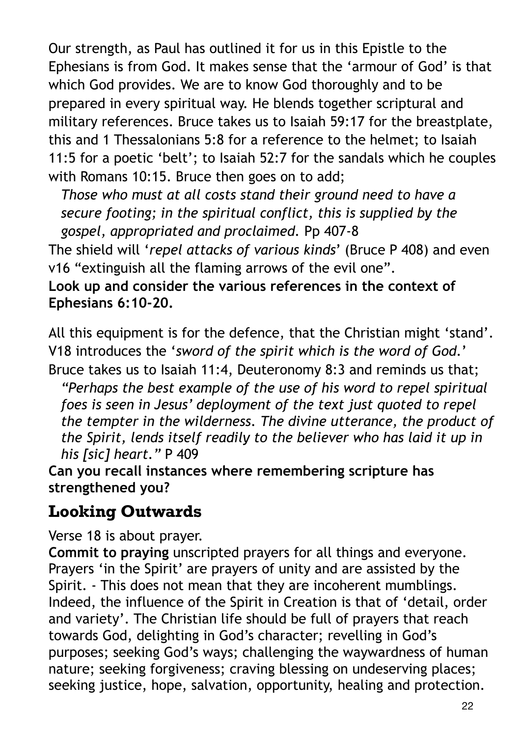Our strength, as Paul has outlined it for us in this Epistle to the Ephesians is from God. It makes sense that the 'armour of God' is that which God provides. We are to know God thoroughly and to be prepared in every spiritual way. He blends together scriptural and military references. Bruce takes us to Isaiah 59:17 for the breastplate, this and 1 Thessalonians 5:8 for a reference to the helmet; to Isaiah 11:5 for a poetic 'belt'; to Isaiah 52:7 for the sandals which he couples with Romans 10:15. Bruce then goes on to add;

> *Those who must at all costs stand their ground need to have a secure footing; in the spiritual conflict, this is supplied by the gospel, appropriated and proclaimed.* Pp 407-8

The shield will '*repel attacks of various kinds*' (Bruce P 408) and even v16 "extinguish all the flaming arrows of the evil one".

**Look up and consider the various references in the context of Ephesians 6:10-20.**

All this equipment is for the defence, that the Christian might 'stand'. V18 introduces the '*sword of the spirit which is the word of God.*' Bruce takes us to Isaiah 11:4, Deuteronomy 8:3 and reminds us that;

> *"Perhaps the best example of the use of his word to repel spiritual foes is seen in Jesus' deployment of the text just quoted to repel the tempter in the wilderness. The divine utterance, the product of the Spirit, lends itself readily to the believer who has laid it up in his [sic] heart."* P 409

**Can you recall instances where remembering scripture has strengthened you?**

## Looking Outwards

Verse 18 is about prayer.

**Commit to praying** unscripted prayers for all things and everyone. Prayers 'in the Spirit' are prayers of unity and are assisted by the Spirit. - This does not mean that they are incoherent mumblings. Indeed, the influence of the Spirit in Creation is that of 'detail, order and variety'. The Christian life should be full of prayers that reach towards God, delighting in God's character; revelling in God's purposes; seeking God's ways; challenging the waywardness of human nature; seeking forgiveness; craving blessing on undeserving places; seeking justice, hope, salvation, opportunity, healing and protection.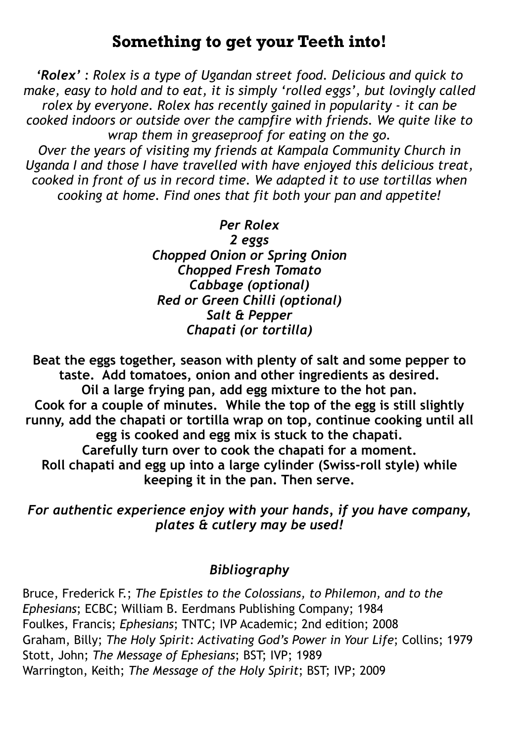# Something to get your Teeth into!

***'Rolex'** : Rolex is a type of Ugandan street food. Delicious and quick to make, easy to hold and to eat, it is simply 'rolled eggs', but lovingly called rolex by everyone. Rolex has recently gained in popularity - it can be cooked indoors or outside over the campfire with friends. We quite like to wrap them in greaseproof for eating on the go.*
*Over the years of visiting my friends at Kampala Community Church in Uganda I and those I have travelled with have enjoyed this delicious treat, cooked in front of us in record time. We adapted it to use tortillas when cooking at home. Find ones that fit both your pan and appetite!*

***Per Rolex***
***2 eggs***
***Chopped Onion or Spring Onion***
***Chopped Fresh Tomato***
***Cabbage (optional)***
***Red or Green Chilli (optional)***
***Salt & Pepper***
***Chapati (or tortilla)***

**Beat the eggs together, season with plenty of salt and some pepper to taste. Add tomatoes, onion and other ingredients as desired.**
**Oil a large frying pan, add egg mixture to the hot pan.**
**Cook for a couple of minutes. While the top of the egg is still slightly runny, add the chapati or tortilla wrap on top, continue cooking until all egg is cooked and egg mix is stuck to the chapati.**
**Carefully turn over to cook the chapati for a moment.**
**Roll chapati and egg up into a large cylinder (Swiss-roll style) while keeping it in the pan. Then serve.**

***For authentic experience enjoy with your hands, if you have company, plates & cutlery may be used!***

### *Bibliography*

Bruce, Frederick F.; *The Epistles to the Colossians, to Philemon, and to the Ephesians*; ECBC; William B. Eerdmans Publishing Company; 1984
Foulkes, Francis; *Ephesians*; TNTC; IVP Academic; 2nd edition; 2008
Graham, Billy; *The Holy Spirit: Activating God's Power in Your Life*; Collins; 1979
Stott, John; *The Message of Ephesians*; BST; IVP; 1989
Warrington, Keith; *The Message of the Holy Spirit*; BST; IVP; 2009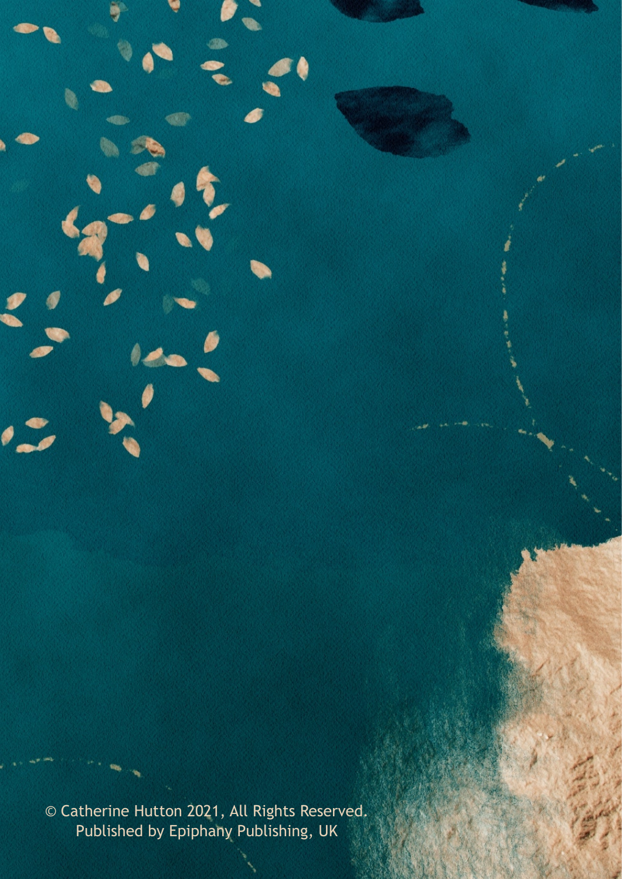© Catherine Hutton 2021, All Rights Reserved.
Published by Epiphany Publishing, UK